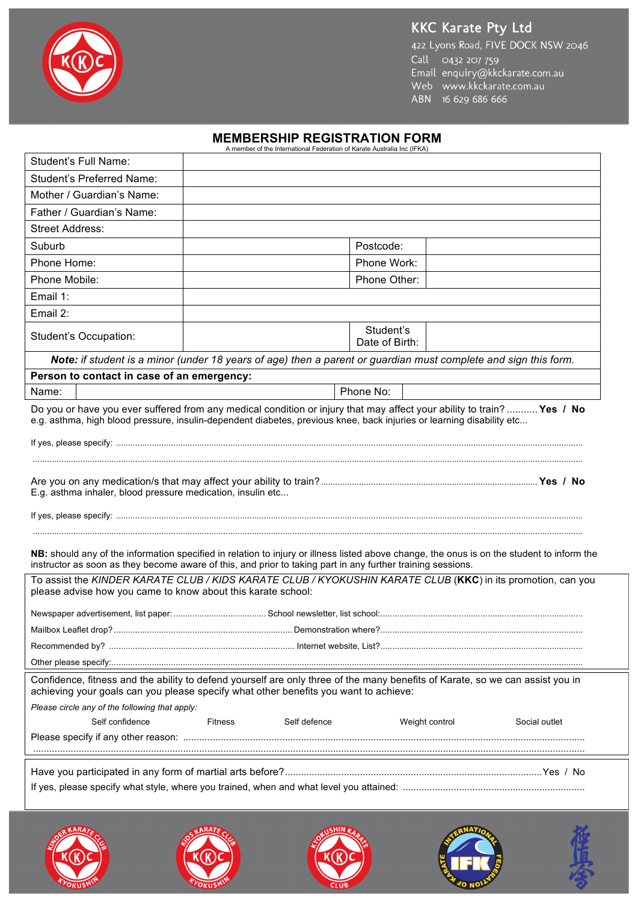KKC Karate Pty Ltd
422 Lyons Road, FIVE DOCK NSW 2046
Call 0432 207 759
Email enquiry@kkckarate.com.au
Web www.kkckarate.com.au
ABN 16 629 686 666

# MEMBERSHIP REGISTRATION FORM

A member of the International Federation of Karate Australia Inc (IFKA)

| Student's Full Name: | | | |
|---|---|---|---|
| Student's Preferred Name: | | | |
| Mother / Guardian's Name: | | | |
| Father / Guardian's Name: | | | |
| Street Address: | | | |
| Suburb | | Postcode: | |
| Phone Home: | | Phone Work: | |
| Phone Mobile: | | Phone Other: | |
| Email 1: | | | |
| Email 2: | | | |
| Student's Occupation: | | Student's Date of Birth: | |

***Note:*** *if student is a minor (under 18 years of age) then a parent or guardian must complete and sign this form.*

**Person to contact in case of an emergency:**

| Name: | | Phone No: | |
|---|---|---|---|

Do you or have you ever suffered from any medical condition or injury that may affect your ability to train? ........... **Yes / No**
e.g. asthma, high blood pressure, insulin-dependent diabetes, previous knee, back injuries or learning disability etc...

If yes, please specify: ..................................................................................................................................................

..................................................................................................................................................

Are you on any medication/s that may affect your ability to train? ........................................................................ **Yes / No**
E.g. asthma inhaler, blood pressure medication, insulin etc...

If yes, please specify: ..................................................................................................................................................

..................................................................................................................................................

**NB:** should any of the information specified in relation to injury or illness listed above change, the onus is on the student to inform the instructor as soon as they become aware of this, and prior to taking part in any further training sessions.

To assist the *KINDER KARATE CLUB / KIDS KARATE CLUB / KYOKUSHIN KARATE CLUB* (**KKC**) in its promotion, can you please advise how you came to know about this karate school:

Newspaper advertisement, list paper: ...................................... School newsletter, list school: ....................................................................................

Mailbox Leaflet drop? .......................................................................... Demonstration where? ....................................................................................

Recommended by? ............................................................................ Internet website, List? ....................................................................................

Other please specify: ..................................................................................................................................................

Confidence, fitness and the ability to defend yourself are only three of the many benefits of Karate, so we can assist you in achieving your goals can you please specify what other benefits you want to achieve:

*Please circle any of the following that apply:*

Self confidence Fitness Self defence Weight control Social outlet

Please specify if any other reason: ..................................................................................................................................................

..................................................................................................................................................

Have you participated in any form of martial arts before? ............................................................................................. Yes / No

If yes, please specify what style, where you trained, when and what level you attained: ...................................................................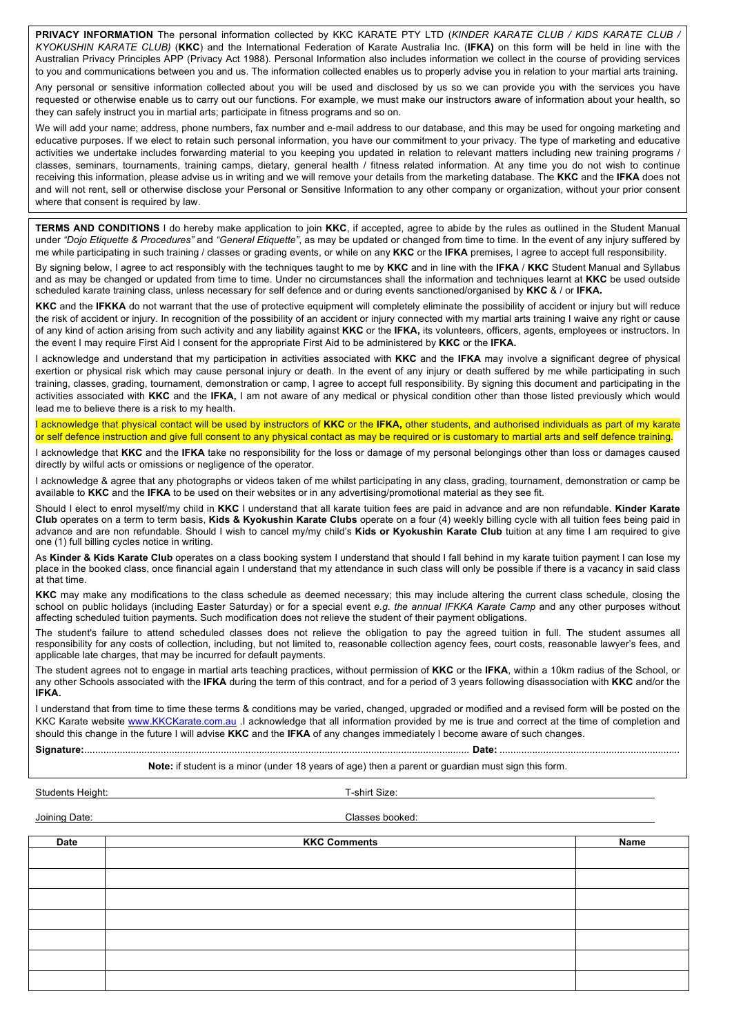**PRIVACY INFORMATION** The personal information collected by KKC KARATE PTY LTD (*KINDER KARATE CLUB / KIDS KARATE CLUB / KYOKUSHIN KARATE CLUB)* (**KKC**) and the International Federation of Karate Australia Inc. (**IFKA)** on this form will be held in line with the Australian Privacy Principles APP (Privacy Act 1988). Personal Information also includes information we collect in the course of providing services to you and communications between you and us. The information collected enables us to properly advise you in relation to your martial arts training.

Any personal or sensitive information collected about you will be used and disclosed by us so we can provide you with the services you have requested or otherwise enable us to carry out our functions. For example, we must make our instructors aware of information about your health, so they can safely instruct you in martial arts; participate in fitness programs and so on.

We will add your name; address, phone numbers, fax number and e-mail address to our database, and this may be used for ongoing marketing and educative purposes. If we elect to retain such personal information, you have our commitment to your privacy. The type of marketing and educative activities we undertake includes forwarding material to you keeping you updated in relation to relevant matters including new training programs / classes, seminars, tournaments, training camps, dietary, general health / fitness related information. At any time you do not wish to continue receiving this information, please advise us in writing and we will remove your details from the marketing database. The **KKC** and the **IFKA** does not and will not rent, sell or otherwise disclose your Personal or Sensitive Information to any other company or organization, without your prior consent where that consent is required by law.

**TERMS AND CONDITIONS** I do hereby make application to join **KKC**, if accepted, agree to abide by the rules as outlined in the Student Manual under *"Dojo Etiquette & Procedures"* and *"General Etiquette"*, as may be updated or changed from time to time. In the event of any injury suffered by me while participating in such training / classes or grading events, or while on any **KKC** or the **IFKA** premises, I agree to accept full responsibility.

By signing below, I agree to act responsibly with the techniques taught to me by **KKC** and in line with the **IFKA** / **KKC** Student Manual and Syllabus and as may be changed or updated from time to time. Under no circumstances shall the information and techniques learnt at **KKC** be used outside scheduled karate training class, unless necessary for self defence and or during events sanctioned/organised by **KKC** & / or **IFKA.**

**KKC** and the **IFKKA** do not warrant that the use of protective equipment will completely eliminate the possibility of accident or injury but will reduce the risk of accident or injury. In recognition of the possibility of an accident or injury connected with my martial arts training I waive any right or cause of any kind of action arising from such activity and any liability against **KKC** or the **IFKA,** its volunteers, officers, agents, employees or instructors. In the event I may require First Aid I consent for the appropriate First Aid to be administered by **KKC** or the **IFKA.**

I acknowledge and understand that my participation in activities associated with **KKC** and the **IFKA** may involve a significant degree of physical exertion or physical risk which may cause personal injury or death. In the event of any injury or death suffered by me while participating in such training, classes, grading, tournament, demonstration or camp, I agree to accept full responsibility. By signing this document and participating in the activities associated with **KKC** and the **IFKA,** I am not aware of any medical or physical condition other than those listed previously which would lead me to believe there is a risk to my health.

I acknowledge that physical contact will be used by instructors of **KKC** or the **IFKA,** other students, and authorised individuals as part of my karate or self defence instruction and give full consent to any physical contact as may be required or is customary to martial arts and self defence training.

I acknowledge that **KKC** and the **IFKA** take no responsibility for the loss or damage of my personal belongings other than loss or damages caused directly by wilful acts or omissions or negligence of the operator.

I acknowledge & agree that any photographs or videos taken of me whilst participating in any class, grading, tournament, demonstration or camp be available to **KKC** and the **IFKA** to be used on their websites or in any advertising/promotional material as they see fit.

Should I elect to enrol myself/my child in **KKC** I understand that all karate tuition fees are paid in advance and are non refundable. **Kinder Karate Club** operates on a term to term basis, **Kids & Kyokushin Karate Clubs** operate on a four (4) weekly billing cycle with all tuition fees being paid in advance and are non refundable. Should I wish to cancel my/my child's **Kids or Kyokushin Karate Club** tuition at any time I am required to give one (1) full billing cycles notice in writing.

As **Kinder & Kids Karate Club** operates on a class booking system I understand that should I fall behind in my karate tuition payment I can lose my place in the booked class, once financial again I understand that my attendance in such class will only be possible if there is a vacancy in said class at that time.

**KKC** may make any modifications to the class schedule as deemed necessary; this may include altering the current class schedule, closing the school on public holidays (including Easter Saturday) or for a special event *e.g. the annual IFKKA Karate Camp* and any other purposes without affecting scheduled tuition payments. Such modification does not relieve the student of their payment obligations.

The student's failure to attend scheduled classes does not relieve the obligation to pay the agreed tuition in full. The student assumes all responsibility for any costs of collection, including, but not limited to, reasonable collection agency fees, court costs, reasonable lawyer's fees, and applicable late charges, that may be incurred for default payments.

The student agrees not to engage in martial arts teaching practices, without permission of **KKC** or the **IFKA**, within a 10km radius of the School, or any other Schools associated with the **IFKA** during the term of this contract, and for a period of 3 years following disassociation with **KKC** and/or the **IFKA.**

I understand that from time to time these terms & conditions may be varied, changed, upgraded or modified and a revised form will be posted on the KKC Karate website www.KKCKarate.com.au .I acknowledge that all information provided by me is true and correct at the time of completion and should this change in the future I will advise **KKC** and the **IFKA** of any changes immediately I become aware of such changes.

**Signature:**............................................................................................................................................ **Date:** .................................................................

**Note:** if student is a minor (under 18 years of age) then a parent or guardian must sign this form.

Students Height: ______________________ T-shirt Size: ______________________

Joining Date: ______________________ Classes booked: ______________________

| Date | KKC Comments | Name |
|---|---|---|
| | | |
| | | |
| | | |
| | | |
| | | |
| | | |
| | | |